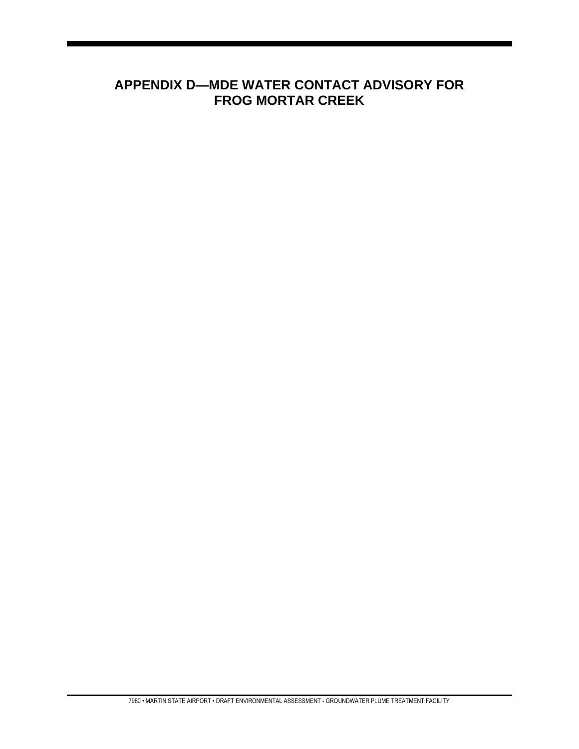# APPENDIX D—MDE WATER CONTACT ADVISORY FOR FROG MORTAR CREEK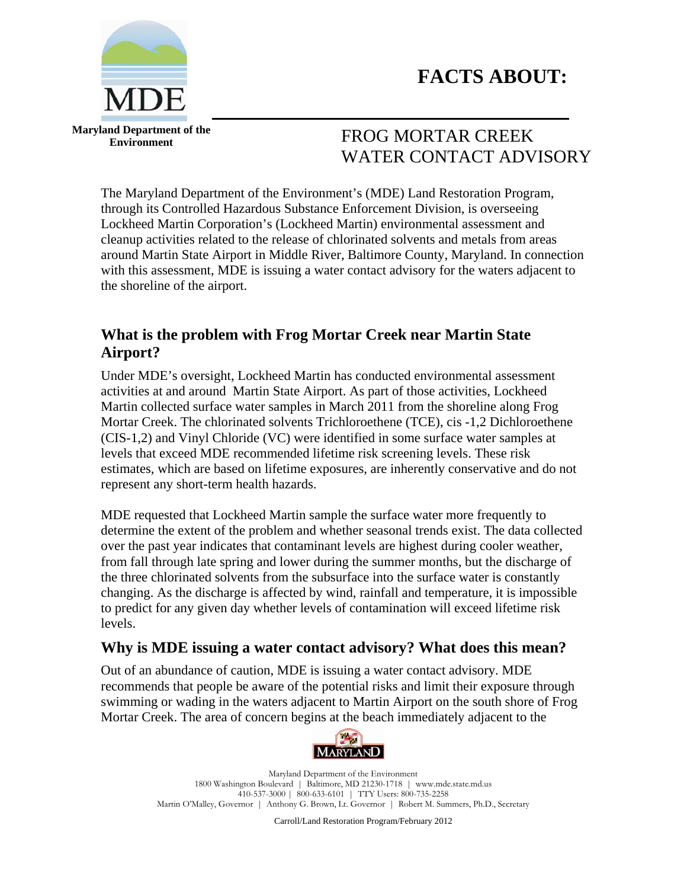# FACTS ABOUT:

Maryland Department of the Environment

## FROG MORTAR CREEK WATER CONTACT ADVISORY

The Maryland Department of the Environment's (MDE) Land Restoration Program, through its Controlled Hazardous Substance Enforcement Division, is overseeing Lockheed Martin Corporation's (Lockheed Martin) environmental assessment and cleanup activities related to the release of chlorinated solvents and metals from areas around Martin State Airport in Middle River, Baltimore County, Maryland. In connection with this assessment, MDE is issuing a water contact advisory for the waters adjacent to the shoreline of the airport.

### What is the problem with Frog Mortar Creek near Martin State Airport?

Under MDE's oversight, Lockheed Martin has conducted environmental assessment activities at and around Martin State Airport. As part of those activities, Lockheed Martin collected surface water samples in March 2011 from the shoreline along Frog Mortar Creek. The chlorinated solvents Trichloroethene (TCE), cis -1,2 Dichloroethene (CIS-1,2) and Vinyl Chloride (VC) were identified in some surface water samples at levels that exceed MDE recommended lifetime risk screening levels. These risk estimates, which are based on lifetime exposures, are inherently conservative and do not represent any short-term health hazards.

MDE requested that Lockheed Martin sample the surface water more frequently to determine the extent of the problem and whether seasonal trends exist. The data collected over the past year indicates that contaminant levels are highest during cooler weather, from fall through late spring and lower during the summer months, but the discharge of the three chlorinated solvents from the subsurface into the surface water is constantly changing. As the discharge is affected by wind, rainfall and temperature, it is impossible to predict for any given day whether levels of contamination will exceed lifetime risk levels.

### Why is MDE issuing a water contact advisory? What does this mean?

Out of an abundance of caution, MDE is issuing a water contact advisory. MDE recommends that people be aware of the potential risks and limit their exposure through swimming or wading in the waters adjacent to Martin Airport on the south shore of Frog Mortar Creek. The area of concern begins at the beach immediately adjacent to the

Carroll/Land Restoration Program/February 2012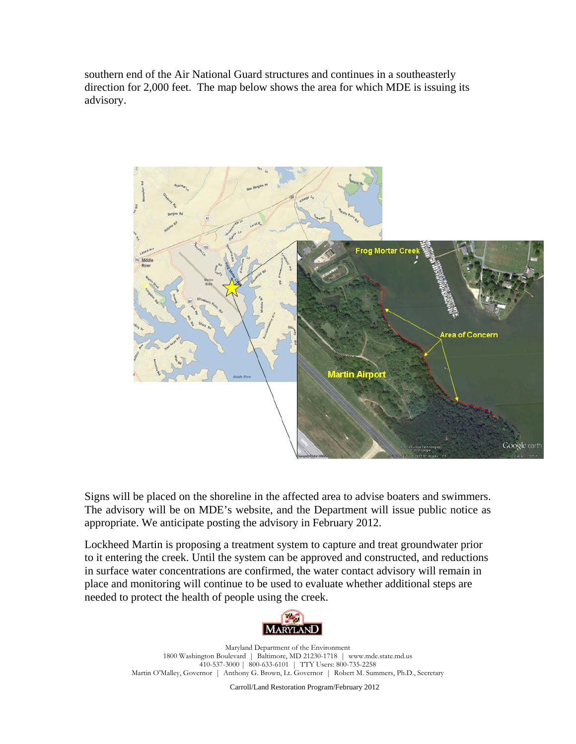southern end of the Air National Guard structures and continues in a southeasterly direction for 2,000 feet. The map below shows the area for which MDE is issuing its advisory.

Signs will be placed on the shoreline in the affected area to advise boaters and swimmers. The advisory will be on MDE's website, and the Department will issue public notice as appropriate. We anticipate posting the advisory in February 2012.

Lockheed Martin is proposing a treatment system to capture and treat groundwater prior to it entering the creek. Until the system can be approved and constructed, and reductions in surface water concentrations are confirmed, the water contact advisory will remain in place and monitoring will continue to be used to evaluate whether additional steps are needed to protect the health of people using the creek.

Maryland Department of the Environment
1800 Washington Boulevard | Baltimore, MD 21230-1718 | www.mde.state.md.us
410-537-3000 | 800-633-6101 | TTY Users: 800-735-2258
Martin O'Malley, Governor | Anthony G. Brown, Lt. Governor | Robert M. Summers, Ph.D., Secretary

Carroll/Land Restoration Program/February 2012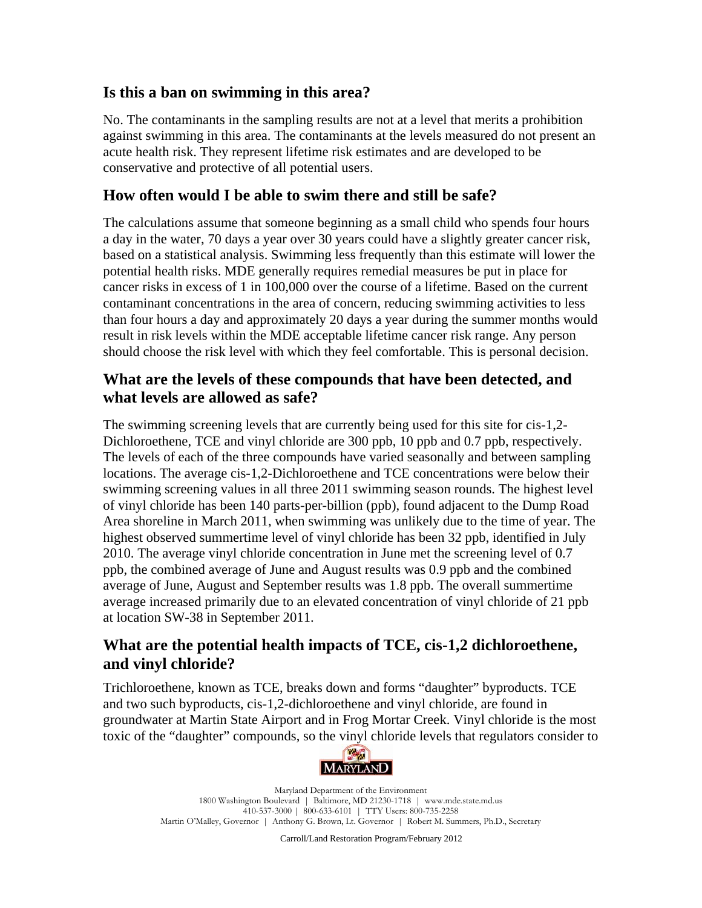## Is this a ban on swimming in this area?

No. The contaminants in the sampling results are not at a level that merits a prohibition against swimming in this area. The contaminants at the levels measured do not present an acute health risk. They represent lifetime risk estimates and are developed to be conservative and protective of all potential users.

## How often would I be able to swim there and still be safe?

The calculations assume that someone beginning as a small child who spends four hours a day in the water, 70 days a year over 30 years could have a slightly greater cancer risk, based on a statistical analysis. Swimming less frequently than this estimate will lower the potential health risks. MDE generally requires remedial measures be put in place for cancer risks in excess of 1 in 100,000 over the course of a lifetime. Based on the current contaminant concentrations in the area of concern, reducing swimming activities to less than four hours a day and approximately 20 days a year during the summer months would result in risk levels within the MDE acceptable lifetime cancer risk range. Any person should choose the risk level with which they feel comfortable. This is personal decision.

## What are the levels of these compounds that have been detected, and what levels are allowed as safe?

The swimming screening levels that are currently being used for this site for cis-1,2-Dichloroethene, TCE and vinyl chloride are 300 ppb, 10 ppb and 0.7 ppb, respectively. The levels of each of the three compounds have varied seasonally and between sampling locations. The average cis-1,2-Dichloroethene and TCE concentrations were below their swimming screening values in all three 2011 swimming season rounds. The highest level of vinyl chloride has been 140 parts-per-billion (ppb), found adjacent to the Dump Road Area shoreline in March 2011, when swimming was unlikely due to the time of year. The highest observed summertime level of vinyl chloride has been 32 ppb, identified in July 2010. The average vinyl chloride concentration in June met the screening level of 0.7 ppb, the combined average of June and August results was 0.9 ppb and the combined average of June, August and September results was 1.8 ppb. The overall summertime average increased primarily due to an elevated concentration of vinyl chloride of 21 ppb at location SW-38 in September 2011.

## What are the potential health impacts of TCE, cis-1,2 dichloroethene, and vinyl chloride?

Trichloroethene, known as TCE, breaks down and forms "daughter" byproducts. TCE and two such byproducts, cis-1,2-dichloroethene and vinyl chloride, are found in groundwater at Martin State Airport and in Frog Mortar Creek. Vinyl chloride is the most toxic of the "daughter" compounds, so the vinyl chloride levels that regulators consider to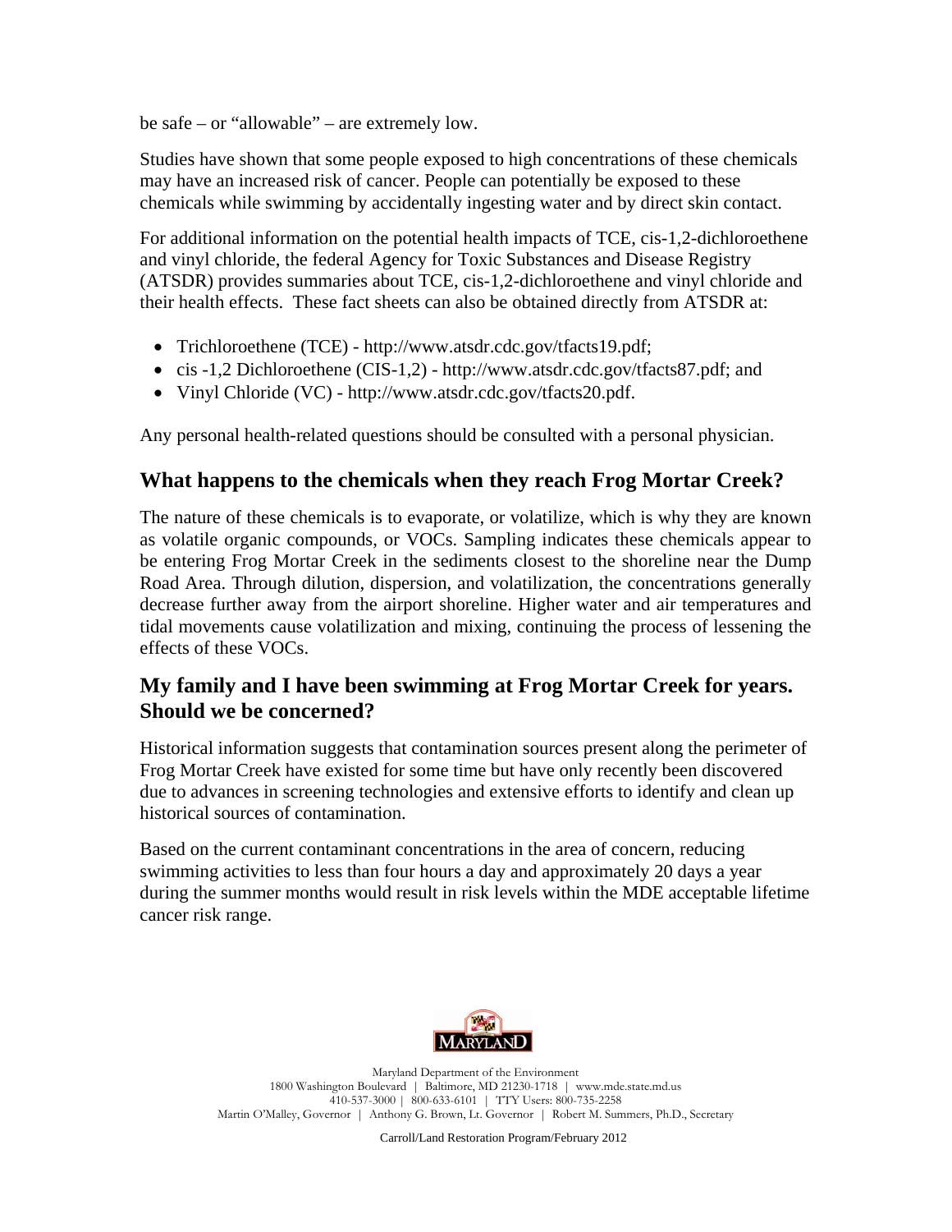be safe – or "allowable" – are extremely low.

Studies have shown that some people exposed to high concentrations of these chemicals may have an increased risk of cancer. People can potentially be exposed to these chemicals while swimming by accidentally ingesting water and by direct skin contact.

For additional information on the potential health impacts of TCE, cis-1,2-dichloroethene and vinyl chloride, the federal Agency for Toxic Substances and Disease Registry (ATSDR) provides summaries about TCE, cis-1,2-dichloroethene and vinyl chloride and their health effects. These fact sheets can also be obtained directly from ATSDR at:

- Trichloroethene (TCE) - http://www.atsdr.cdc.gov/tfacts19.pdf;
- cis -1,2 Dichloroethene (CIS-1,2) - http://www.atsdr.cdc.gov/tfacts87.pdf; and
- Vinyl Chloride (VC) - http://www.atsdr.cdc.gov/tfacts20.pdf.

Any personal health-related questions should be consulted with a personal physician.

## What happens to the chemicals when they reach Frog Mortar Creek?

The nature of these chemicals is to evaporate, or volatilize, which is why they are known as volatile organic compounds, or VOCs. Sampling indicates these chemicals appear to be entering Frog Mortar Creek in the sediments closest to the shoreline near the Dump Road Area. Through dilution, dispersion, and volatilization, the concentrations generally decrease further away from the airport shoreline. Higher water and air temperatures and tidal movements cause volatilization and mixing, continuing the process of lessening the effects of these VOCs.

## My family and I have been swimming at Frog Mortar Creek for years. Should we be concerned?

Historical information suggests that contamination sources present along the perimeter of Frog Mortar Creek have existed for some time but have only recently been discovered due to advances in screening technologies and extensive efforts to identify and clean up historical sources of contamination.

Based on the current contaminant concentrations in the area of concern, reducing swimming activities to less than four hours a day and approximately 20 days a year during the summer months would result in risk levels within the MDE acceptable lifetime cancer risk range.

Maryland Department of the Environment
1800 Washington Boulevard | Baltimore, MD 21230-1718 | www.mde.state.md.us
410-537-3000 | 800-633-6101 | TTY Users: 800-735-2258
Martin O'Malley, Governor | Anthony G. Brown, Lt. Governor | Robert M. Summers, Ph.D., Secretary

Carroll/Land Restoration Program/February 2012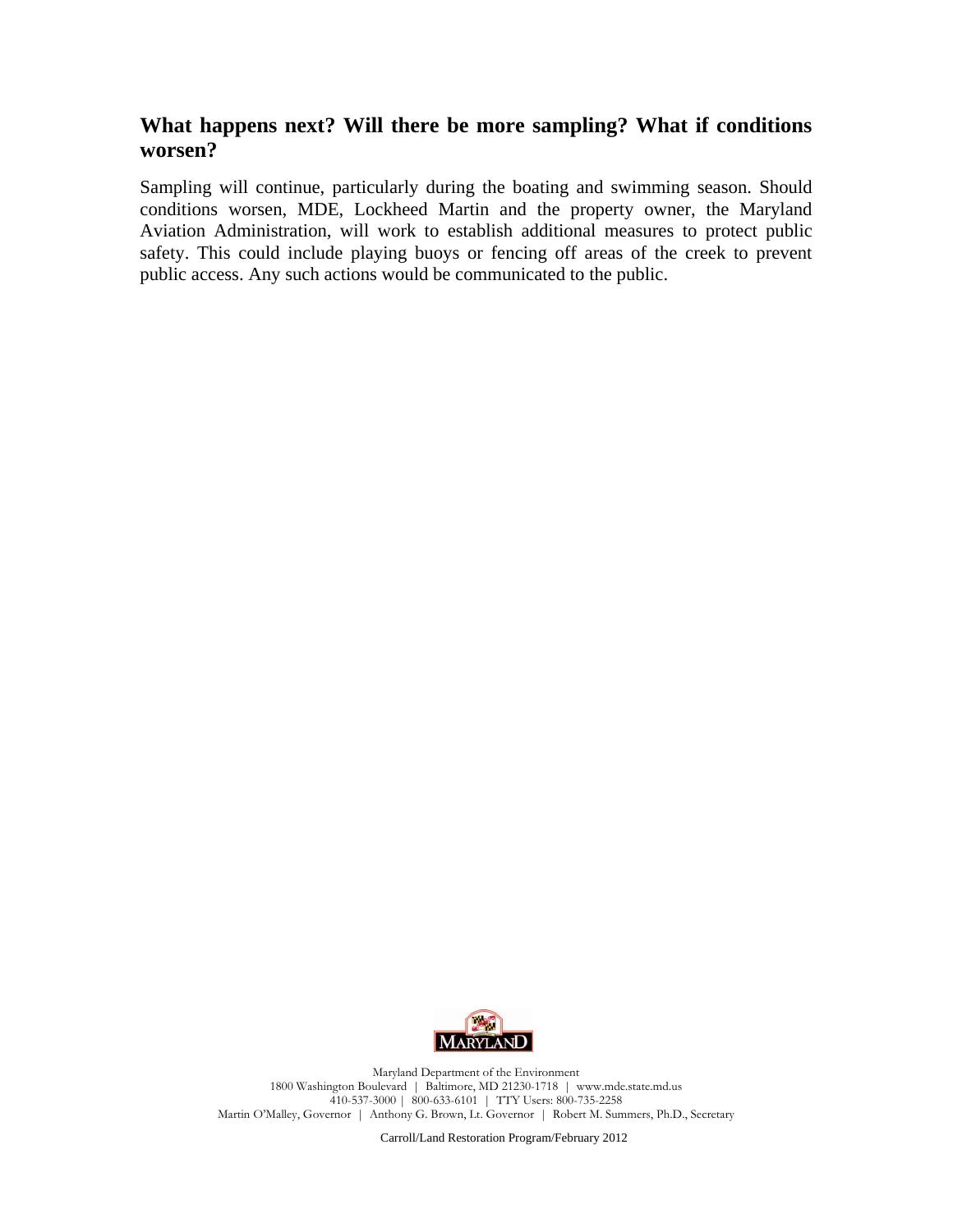**What happens next? Will there be more sampling? What if conditions worsen?**

Sampling will continue, particularly during the boating and swimming season. Should conditions worsen, MDE, Lockheed Martin and the property owner, the Maryland Aviation Administration, will work to establish additional measures to protect public safety. This could include playing buoys or fencing off areas of the creek to prevent public access. Any such actions would be communicated to the public.

MARYLAND

Maryland Department of the Environment
1800 Washington Boulevard | Baltimore, MD 21230-1718 | www.mde.state.md.us
410-537-3000 | 800-633-6101 | TTY Users: 800-735-2258
Martin O'Malley, Governor | Anthony G. Brown, Lt. Governor | Robert M. Summers, Ph.D., Secretary

Carroll/Land Restoration Program/February 2012